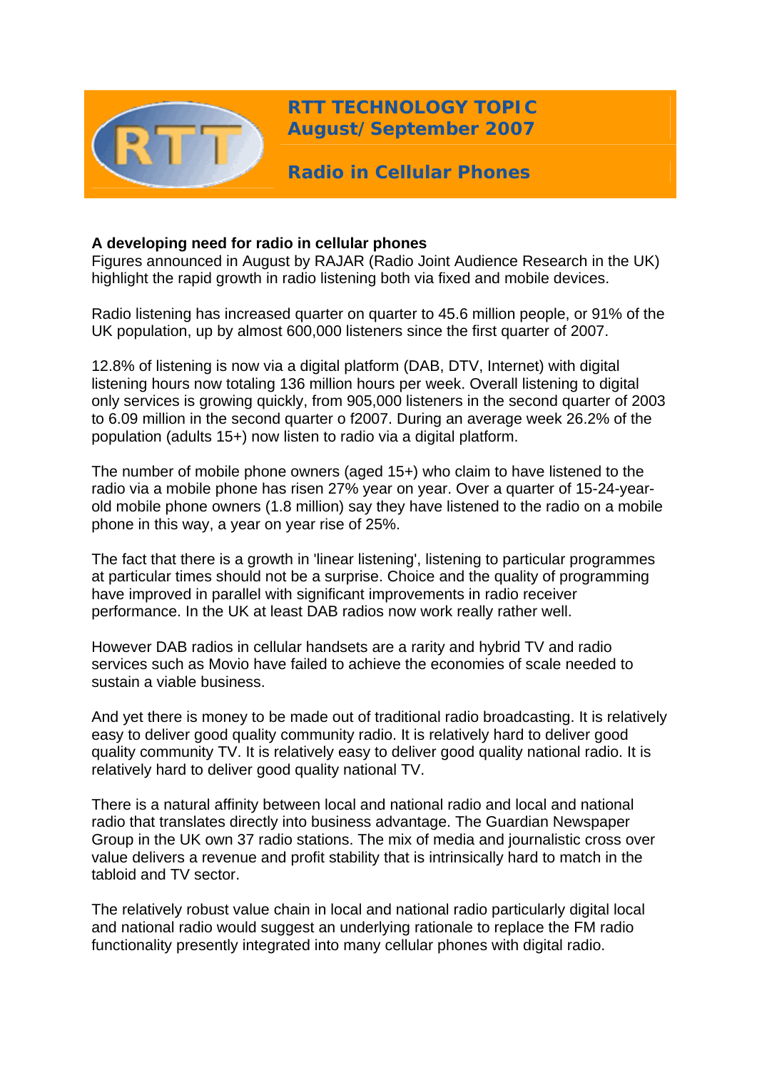# RTT TECHNOLOGY TOPIC
# August/September 2007

## Radio in Cellular Phones

### A developing need for radio in cellular phones

Figures announced in August by RAJAR (Radio Joint Audience Research in the UK) highlight the rapid growth in radio listening both via fixed and mobile devices.

Radio listening has increased quarter on quarter to 45.6 million people, or 91% of the UK population, up by almost 600,000 listeners since the first quarter of 2007.

12.8% of listening is now via a digital platform (DAB, DTV, Internet) with digital listening hours now totaling 136 million hours per week. Overall listening to digital only services is growing quickly, from 905,000 listeners in the second quarter of 2003 to 6.09 million in the second quarter o f2007. During an average week 26.2% of the population (adults 15+) now listen to radio via a digital platform.

The number of mobile phone owners (aged 15+) who claim to have listened to the radio via a mobile phone has risen 27% year on year. Over a quarter of 15-24-year-old mobile phone owners (1.8 million) say they have listened to the radio on a mobile phone in this way, a year on year rise of 25%.

The fact that there is a growth in 'linear listening', listening to particular programmes at particular times should not be a surprise. Choice and the quality of programming have improved in parallel with significant improvements in radio receiver performance. In the UK at least DAB radios now work really rather well.

However DAB radios in cellular handsets are a rarity and hybrid TV and radio services such as Movio have failed to achieve the economies of scale needed to sustain a viable business.

And yet there is money to be made out of traditional radio broadcasting. It is relatively easy to deliver good quality community radio. It is relatively hard to deliver good quality community TV. It is relatively easy to deliver good quality national radio. It is relatively hard to deliver good quality national TV.

There is a natural affinity between local and national radio and local and national radio that translates directly into business advantage. The Guardian Newspaper Group in the UK own 37 radio stations. The mix of media and journalistic cross over value delivers a revenue and profit stability that is intrinsically hard to match in the tabloid and TV sector.

The relatively robust value chain in local and national radio particularly digital local and national radio would suggest an underlying rationale to replace the FM radio functionality presently integrated into many cellular phones with digital radio.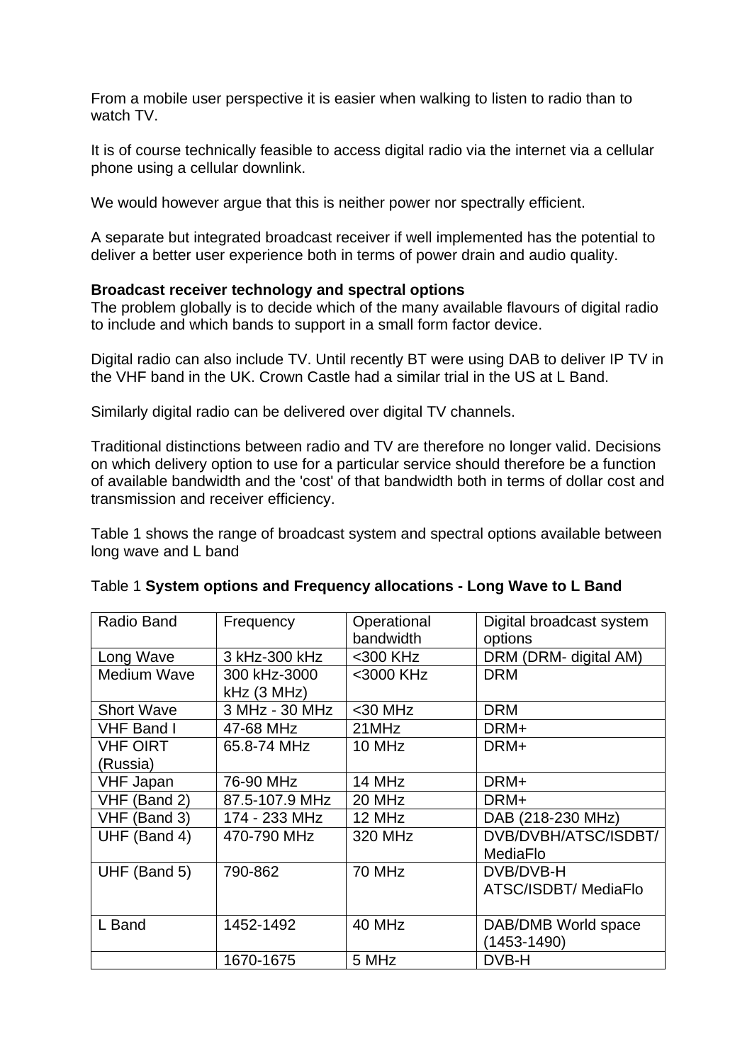From a mobile user perspective it is easier when walking to listen to radio than to watch TV.

It is of course technically feasible to access digital radio via the internet via a cellular phone using a cellular downlink.

We would however argue that this is neither power nor spectrally efficient.

A separate but integrated broadcast receiver if well implemented has the potential to deliver a better user experience both in terms of power drain and audio quality.

**Broadcast receiver technology and spectral options**
The problem globally is to decide which of the many available flavours of digital radio to include and which bands to support in a small form factor device.

Digital radio can also include TV. Until recently BT were using DAB to deliver IP TV in the VHF band in the UK. Crown Castle had a similar trial in the US at L Band.

Similarly digital radio can be delivered over digital TV channels.

Traditional distinctions between radio and TV are therefore no longer valid. Decisions on which delivery option to use for a particular service should therefore be a function of available bandwidth and the 'cost' of that bandwidth both in terms of dollar cost and transmission and receiver efficiency.

Table 1 shows the range of broadcast system and spectral options available between long wave and L band

Table 1 **System options and Frequency allocations - Long Wave to L Band**

| Radio Band | Frequency | Operational bandwidth | Digital broadcast system options |
|---|---|---|---|
| Long Wave | 3 kHz-300 kHz | <300 KHz | DRM (DRM- digital AM) |
| Medium Wave | 300 kHz-3000 kHz (3 MHz) | <3000 KHz | DRM |
| Short Wave | 3 MHz - 30 MHz | <30 MHz | DRM |
| VHF Band I | 47-68 MHz | 21MHz | DRM+ |
| VHF OIRT (Russia) | 65.8-74 MHz | 10 MHz | DRM+ |
| VHF Japan | 76-90 MHz | 14 MHz | DRM+ |
| VHF (Band 2) | 87.5-107.9 MHz | 20 MHz | DRM+ |
| VHF (Band 3) | 174 - 233 MHz | 12 MHz | DAB (218-230 MHz) |
| UHF (Band 4) | 470-790 MHz | 320 MHz | DVB/DVBH/ATSC/ISDBT/ MediaFlo |
| UHF (Band 5) | 790-862 | 70 MHz | DVB/DVB-H ATSC/ISDBT/ MediaFlo |
| L Band | 1452-1492 | 40 MHz | DAB/DMB World space (1453-1490) |
| | 1670-1675 | 5 MHz | DVB-H |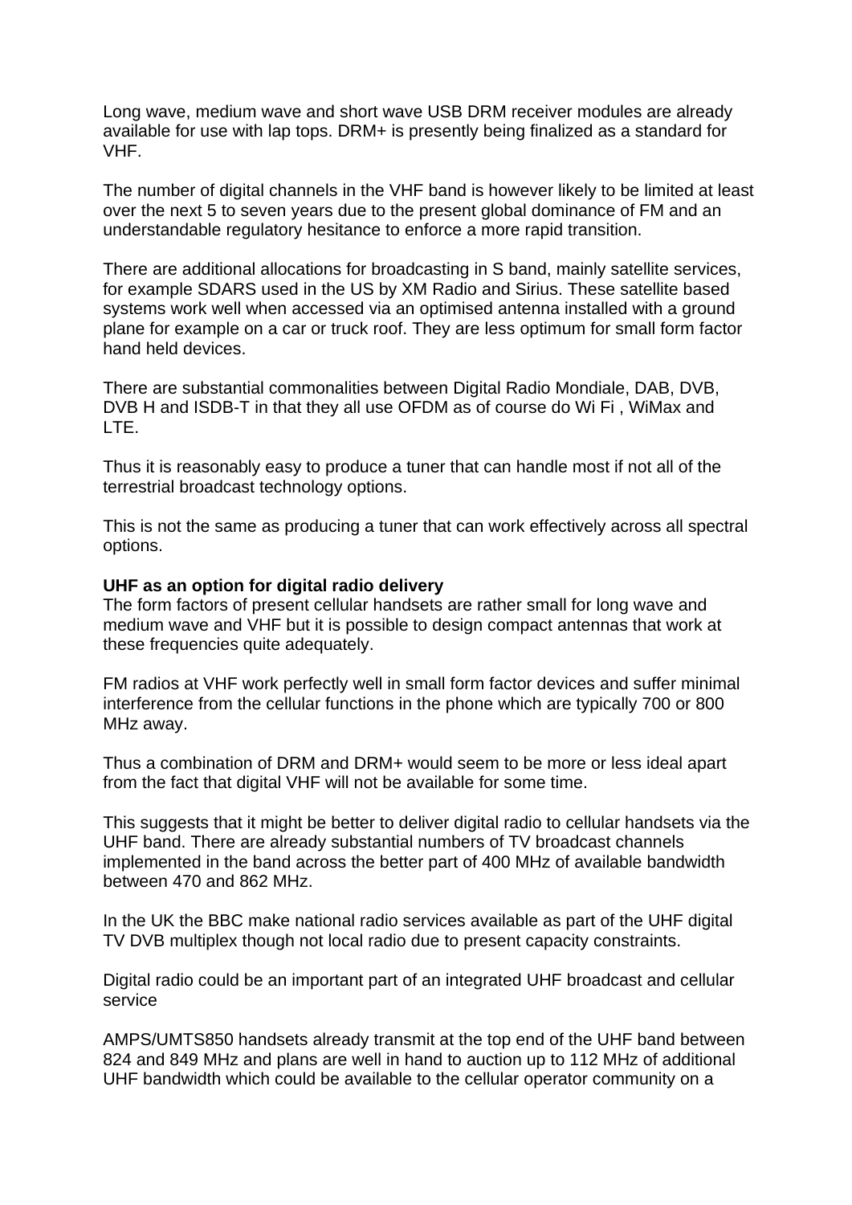Long wave, medium wave and short wave USB DRM receiver modules are already available for use with lap tops. DRM+ is presently being finalized as a standard for VHF.

The number of digital channels in the VHF band is however likely to be limited at least over the next 5 to seven years due to the present global dominance of FM and an understandable regulatory hesitance to enforce a more rapid transition.

There are additional allocations for broadcasting in S band, mainly satellite services, for example SDARS used in the US by XM Radio and Sirius. These satellite based systems work well when accessed via an optimised antenna installed with a ground plane for example on a car or truck roof. They are less optimum for small form factor hand held devices.

There are substantial commonalities between Digital Radio Mondiale, DAB, DVB, DVB H and ISDB-T in that they all use OFDM as of course do Wi Fi , WiMax and LTE.

Thus it is reasonably easy to produce a tuner that can handle most if not all of the terrestrial broadcast technology options.

This is not the same as producing a tuner that can work effectively across all spectral options.

**UHF as an option for digital radio delivery**
The form factors of present cellular handsets are rather small for long wave and medium wave and VHF but it is possible to design compact antennas that work at these frequencies quite adequately.

FM radios at VHF work perfectly well in small form factor devices and suffer minimal interference from the cellular functions in the phone which are typically 700 or 800 MHz away.

Thus a combination of DRM and DRM+ would seem to be more or less ideal apart from the fact that digital VHF will not be available for some time.

This suggests that it might be better to deliver digital radio to cellular handsets via the UHF band. There are already substantial numbers of TV broadcast channels implemented in the band across the better part of 400 MHz of available bandwidth between 470 and 862 MHz.

In the UK the BBC make national radio services available as part of the UHF digital TV DVB multiplex though not local radio due to present capacity constraints.

Digital radio could be an important part of an integrated UHF broadcast and cellular service

AMPS/UMTS850 handsets already transmit at the top end of the UHF band between 824 and 849 MHz and plans are well in hand to auction up to 112 MHz of additional UHF bandwidth which could be available to the cellular operator community on a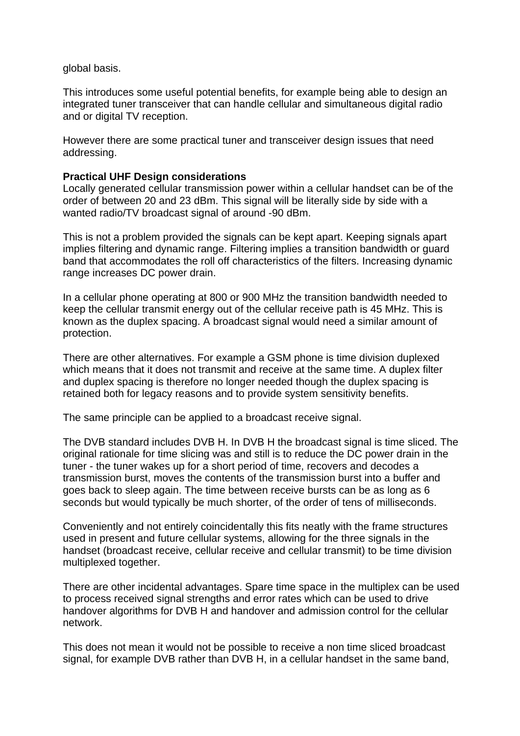global basis.

This introduces some useful potential benefits, for example being able to design an integrated tuner transceiver that can handle cellular and simultaneous digital radio and or digital TV reception.

However there are some practical tuner and transceiver design issues that need addressing.

**Practical UHF Design considerations**
Locally generated cellular transmission power within a cellular handset can be of the order of between 20 and 23 dBm. This signal will be literally side by side with a wanted radio/TV broadcast signal of around -90 dBm.

This is not a problem provided the signals can be kept apart. Keeping signals apart implies filtering and dynamic range. Filtering implies a transition bandwidth or guard band that accommodates the roll off characteristics of the filters. Increasing dynamic range increases DC power drain.

In a cellular phone operating at 800 or 900 MHz the transition bandwidth needed to keep the cellular transmit energy out of the cellular receive path is 45 MHz. This is known as the duplex spacing. A broadcast signal would need a similar amount of protection.

There are other alternatives. For example a GSM phone is time division duplexed which means that it does not transmit and receive at the same time. A duplex filter and duplex spacing is therefore no longer needed though the duplex spacing is retained both for legacy reasons and to provide system sensitivity benefits.

The same principle can be applied to a broadcast receive signal.

The DVB standard includes DVB H. In DVB H the broadcast signal is time sliced. The original rationale for time slicing was and still is to reduce the DC power drain in the tuner - the tuner wakes up for a short period of time, recovers and decodes a transmission burst, moves the contents of the transmission burst into a buffer and goes back to sleep again. The time between receive bursts can be as long as 6 seconds but would typically be much shorter, of the order of tens of milliseconds.

Conveniently and not entirely coincidentally this fits neatly with the frame structures used in present and future cellular systems, allowing for the three signals in the handset (broadcast receive, cellular receive and cellular transmit) to be time division multiplexed together.

There are other incidental advantages. Spare time space in the multiplex can be used to process received signal strengths and error rates which can be used to drive handover algorithms for DVB H and handover and admission control for the cellular network.

This does not mean it would not be possible to receive a non time sliced broadcast signal, for example DVB rather than DVB H, in a cellular handset in the same band,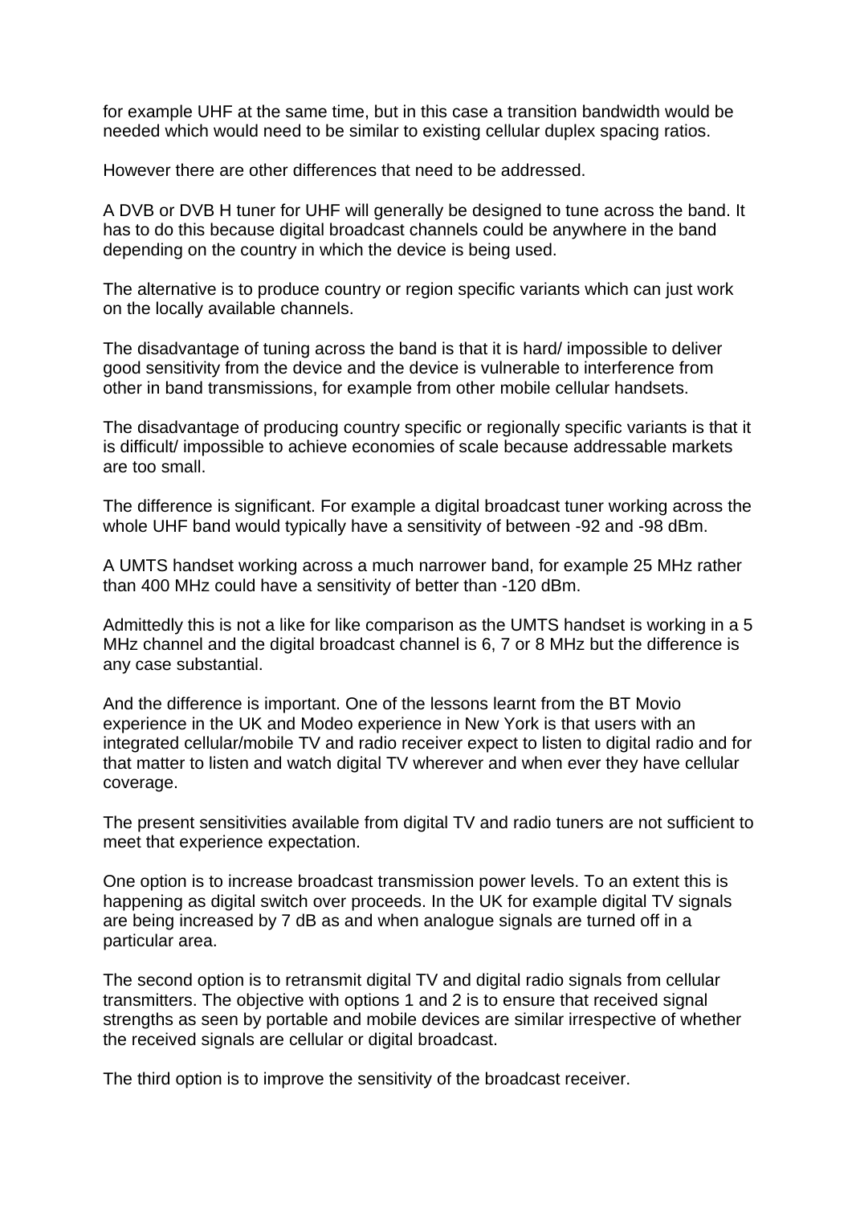for example UHF at the same time, but in this case a transition bandwidth would be needed which would need to be similar to existing cellular duplex spacing ratios.

However there are other differences that need to be addressed.

A DVB or DVB H tuner for UHF will generally be designed to tune across the band. It has to do this because digital broadcast channels could be anywhere in the band depending on the country in which the device is being used.

The alternative is to produce country or region specific variants which can just work on the locally available channels.

The disadvantage of tuning across the band is that it is hard/ impossible to deliver good sensitivity from the device and the device is vulnerable to interference from other in band transmissions, for example from other mobile cellular handsets.

The disadvantage of producing country specific or regionally specific variants is that it is difficult/ impossible to achieve economies of scale because addressable markets are too small.

The difference is significant. For example a digital broadcast tuner working across the whole UHF band would typically have a sensitivity of between -92 and -98 dBm.

A UMTS handset working across a much narrower band, for example 25 MHz rather than 400 MHz could have a sensitivity of better than -120 dBm.

Admittedly this is not a like for like comparison as the UMTS handset is working in a 5 MHz channel and the digital broadcast channel is 6, 7 or 8 MHz but the difference is any case substantial.

And the difference is important. One of the lessons learnt from the BT Movio experience in the UK and Modeo experience in New York is that users with an integrated cellular/mobile TV and radio receiver expect to listen to digital radio and for that matter to listen and watch digital TV wherever and when ever they have cellular coverage.

The present sensitivities available from digital TV and radio tuners are not sufficient to meet that experience expectation.

One option is to increase broadcast transmission power levels. To an extent this is happening as digital switch over proceeds. In the UK for example digital TV signals are being increased by 7 dB as and when analogue signals are turned off in a particular area.

The second option is to retransmit digital TV and digital radio signals from cellular transmitters. The objective with options 1 and 2 is to ensure that received signal strengths as seen by portable and mobile devices are similar irrespective of whether the received signals are cellular or digital broadcast.

The third option is to improve the sensitivity of the broadcast receiver.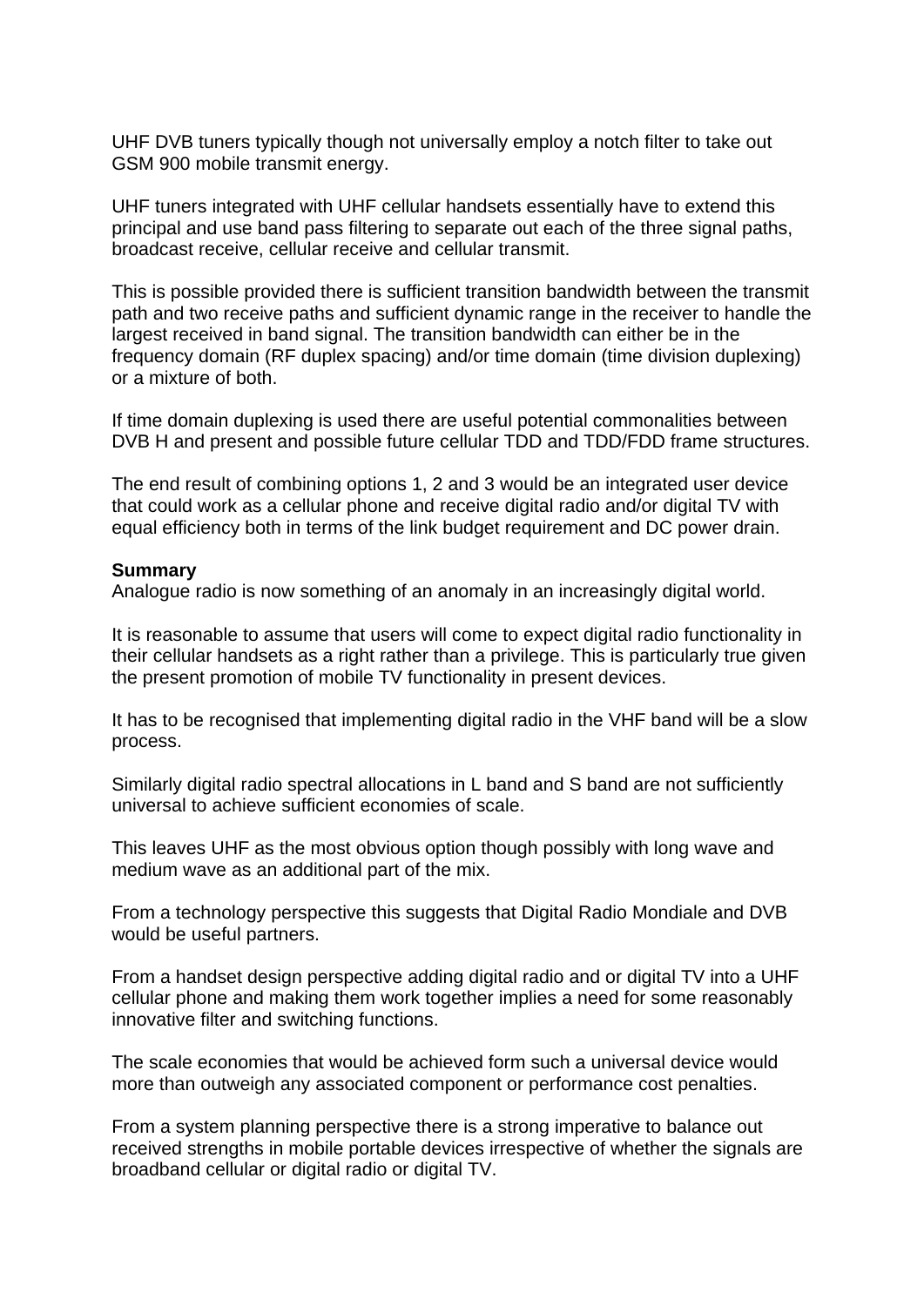UHF DVB tuners typically though not universally employ a notch filter to take out GSM 900 mobile transmit energy.

UHF tuners integrated with UHF cellular handsets essentially have to extend this principal and use band pass filtering to separate out each of the three signal paths, broadcast receive, cellular receive and cellular transmit.

This is possible provided there is sufficient transition bandwidth between the transmit path and two receive paths and sufficient dynamic range in the receiver to handle the largest received in band signal. The transition bandwidth can either be in the frequency domain (RF duplex spacing) and/or time domain (time division duplexing) or a mixture of both.

If time domain duplexing is used there are useful potential commonalities between DVB H and present and possible future cellular TDD and TDD/FDD frame structures.

The end result of combining options 1, 2 and 3 would be an integrated user device that could work as a cellular phone and receive digital radio and/or digital TV with equal efficiency both in terms of the link budget requirement and DC power drain.

**Summary**

Analogue radio is now something of an anomaly in an increasingly digital world.

It is reasonable to assume that users will come to expect digital radio functionality in their cellular handsets as a right rather than a privilege. This is particularly true given the present promotion of mobile TV functionality in present devices.

It has to be recognised that implementing digital radio in the VHF band will be a slow process.

Similarly digital radio spectral allocations in L band and S band are not sufficiently universal to achieve sufficient economies of scale.

This leaves UHF as the most obvious option though possibly with long wave and medium wave as an additional part of the mix.

From a technology perspective this suggests that Digital Radio Mondiale and DVB would be useful partners.

From a handset design perspective adding digital radio and or digital TV into a UHF cellular phone and making them work together implies a need for some reasonably innovative filter and switching functions.

The scale economies that would be achieved form such a universal device would more than outweigh any associated component or performance cost penalties.

From a system planning perspective there is a strong imperative to balance out received strengths in mobile portable devices irrespective of whether the signals are broadband cellular or digital radio or digital TV.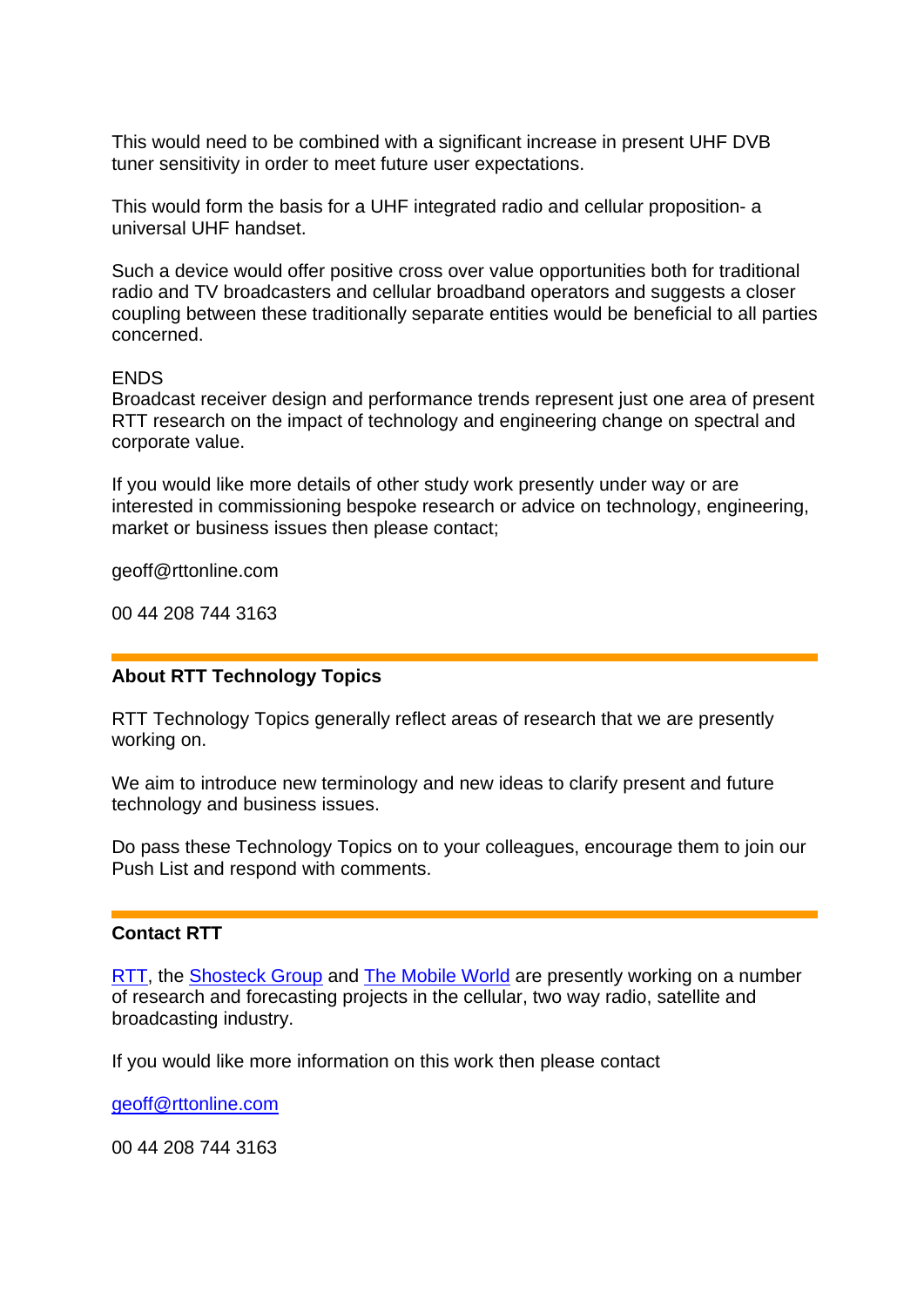This would need to be combined with a significant increase in present UHF DVB tuner sensitivity in order to meet future user expectations.

This would form the basis for a UHF integrated radio and cellular proposition- a universal UHF handset.

Such a device would offer positive cross over value opportunities both for traditional radio and TV broadcasters and cellular broadband operators and suggests a closer coupling between these traditionally separate entities would be beneficial to all parties concerned.

ENDS

Broadcast receiver design and performance trends represent just one area of present RTT research on the impact of technology and engineering change on spectral and corporate value.

If you would like more details of other study work presently under way or are interested in commissioning bespoke research or advice on technology, engineering, market or business issues then please contact;

geoff@rttonline.com

00 44 208 744 3163

---

**About RTT Technology Topics**

RTT Technology Topics generally reflect areas of research that we are presently working on.

We aim to introduce new terminology and new ideas to clarify present and future technology and business issues.

Do pass these Technology Topics on to your colleagues, encourage them to join our Push List and respond with comments.

---

**Contact RTT**

RTT, the Shosteck Group and The Mobile World are presently working on a number of research and forecasting projects in the cellular, two way radio, satellite and broadcasting industry.

If you would like more information on this work then please contact

geoff@rttonline.com

00 44 208 744 3163